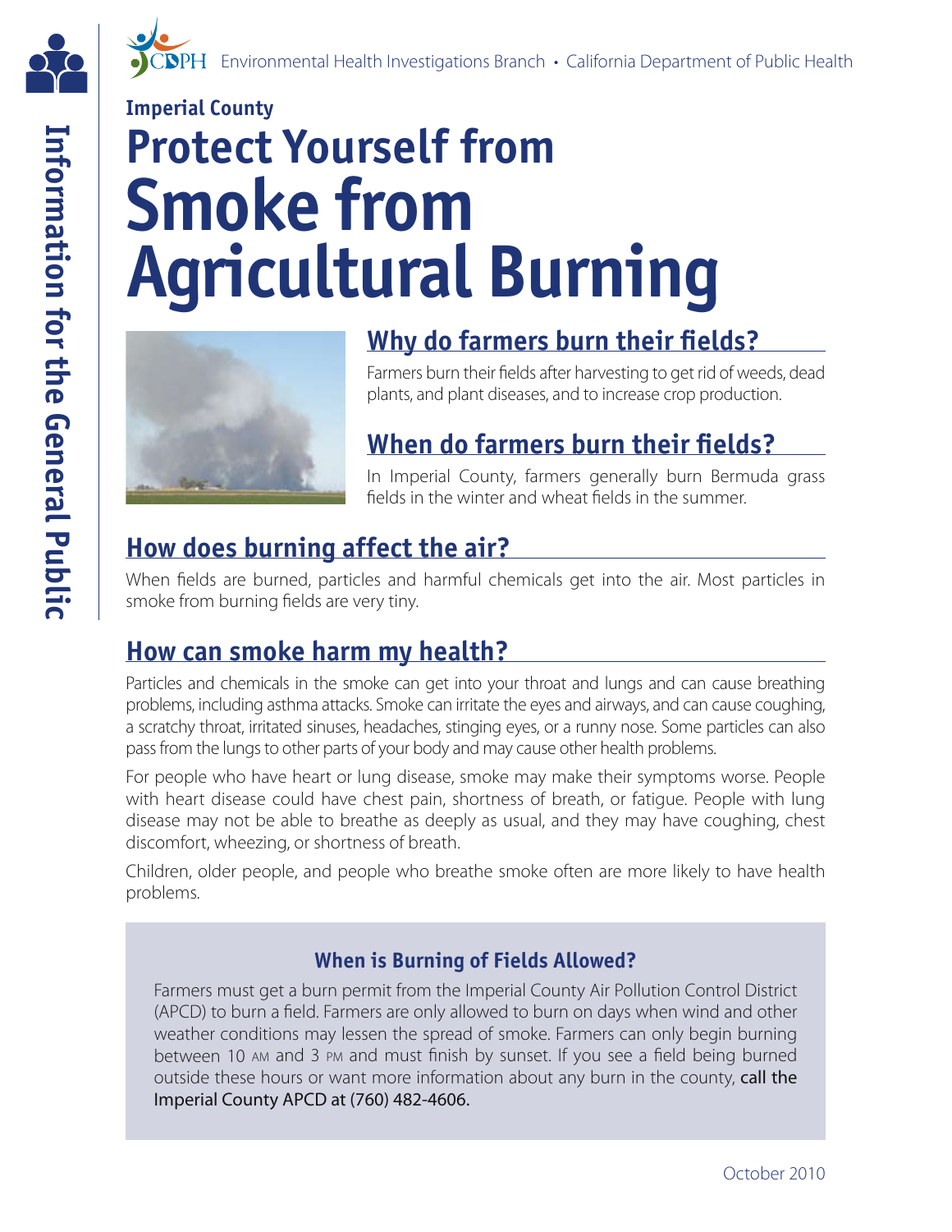Environmental Health Investigations Branch • California Department of Public Health

Information for the General Public

**Imperial County**

# Protect Yourself from Smoke from Agricultural Burning

## Why do farmers burn their fields?

Farmers burn their fields after harvesting to get rid of weeds, dead plants, and plant diseases, and to increase crop production.

## When do farmers burn their fields?

In Imperial County, farmers generally burn Bermuda grass fields in the winter and wheat fields in the summer.

## How does burning affect the air?

When fields are burned, particles and harmful chemicals get into the air. Most particles in smoke from burning fields are very tiny.

## How can smoke harm my health?

Particles and chemicals in the smoke can get into your throat and lungs and can cause breathing problems, including asthma attacks. Smoke can irritate the eyes and airways, and can cause coughing, a scratchy throat, irritated sinuses, headaches, stinging eyes, or a runny nose. Some particles can also pass from the lungs to other parts of your body and may cause other health problems.

For people who have heart or lung disease, smoke may make their symptoms worse. People with heart disease could have chest pain, shortness of breath, or fatigue. People with lung disease may not be able to breathe as deeply as usual, and they may have coughing, chest discomfort, wheezing, or shortness of breath.

Children, older people, and people who breathe smoke often are more likely to have health problems.

### When is Burning of Fields Allowed?

Farmers must get a burn permit from the Imperial County Air Pollution Control District (APCD) to burn a field. Farmers are only allowed to burn on days when wind and other weather conditions may lessen the spread of smoke. Farmers can only begin burning between 10 AM and 3 PM and must finish by sunset. If you see a field being burned outside these hours or want more information about any burn in the county, call the Imperial County APCD at (760) 482-4606.

October 2010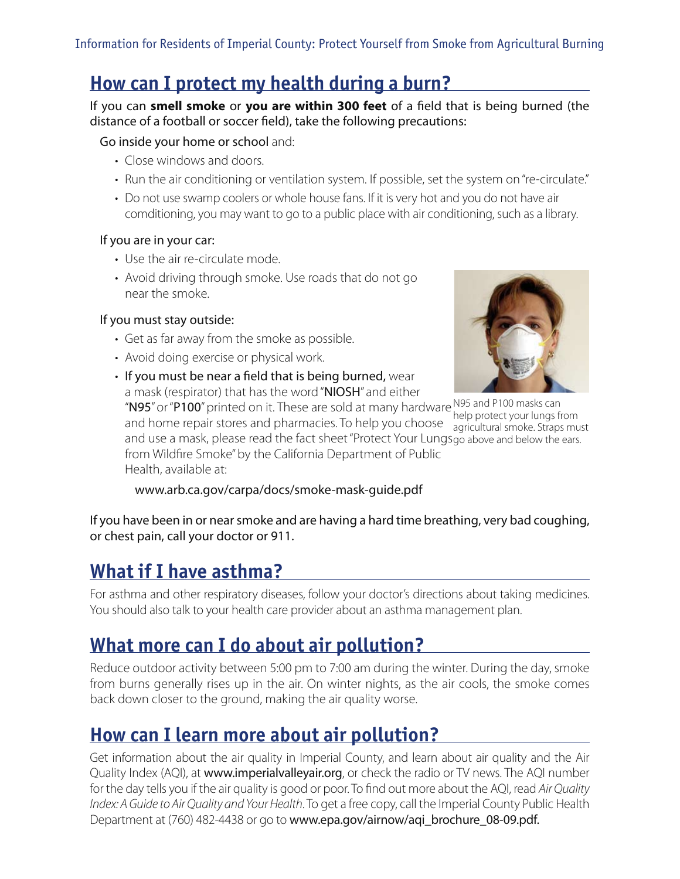## How can I protect my health during a burn?

If you can **smell smoke** or **you are within 300 feet** of a field that is being burned (the distance of a football or soccer field), take the following precautions:

Go inside your home or school and:

- Close windows and doors.
- Run the air conditioning or ventilation system. If possible, set the system on "re-circulate."
- Do not use swamp coolers or whole house fans. If it is very hot and you do not have air comditioning, you may want to go to a public place with air conditioning, such as a library.

If you are in your car:

- Use the air re-circulate mode.
- Avoid driving through smoke. Use roads that do not go near the smoke.

If you must stay outside:

- Get as far away from the smoke as possible.
- Avoid doing exercise or physical work.
- If you must be near a field that is being burned, wear a mask (respirator) that has the word "NIOSH" and either "N95" or "P100" printed on it. These are sold at many hardware and home repair stores and pharmacies. To help you choose and use a mask, please read the fact sheet "Protect Your Lungs from Wildfire Smoke" by the California Department of Public Health, available at:

  www.arb.ca.gov/carpa/docs/smoke-mask-guide.pdf

N95 and P100 masks can help protect your lungs from agricultural smoke. Straps must go above and below the ears.

If you have been in or near smoke and are having a hard time breathing, very bad coughing, or chest pain, call your doctor or 911.

## What if I have asthma?

For asthma and other respiratory diseases, follow your doctor's directions about taking medicines. You should also talk to your health care provider about an asthma management plan.

## What more can I do about air pollution?

Reduce outdoor activity between 5:00 pm to 7:00 am during the winter. During the day, smoke from burns generally rises up in the air. On winter nights, as the air cools, the smoke comes back down closer to the ground, making the air quality worse.

## How can I learn more about air pollution?

Get information about the air quality in Imperial County, and learn about air quality and the Air Quality Index (AQI), at www.imperialvalleyair.org, or check the radio or TV news. The AQI number for the day tells you if the air quality is good or poor. To find out more about the AQI, read *Air Quality Index: A Guide to Air Quality and Your Health*. To get a free copy, call the Imperial County Public Health Department at (760) 482-4438 or go to www.epa.gov/airnow/aqi_brochure_08-09.pdf.